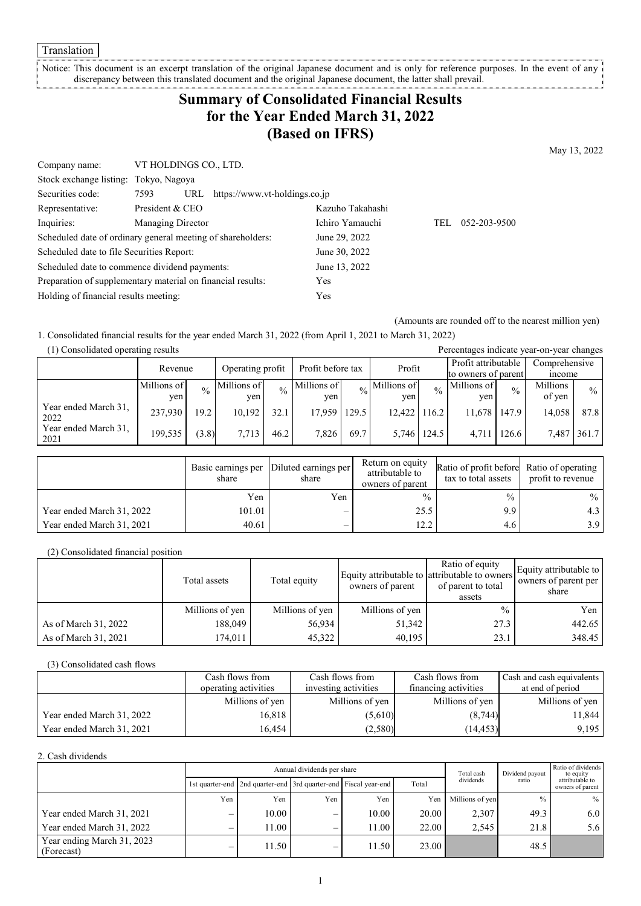Translation

Notice: This document is an excerpt translation of the original Japanese document and is only for reference purposes. In the event of any discrepancy between this translated document and the original Japanese document, the latter shall prevail.

# Summary of Consolidated Financial Results for the Year Ended March 31, 2022 (Based on IFRS)

May 13, 2022

| | | | |
|---|---|---|---|
| Company name: | VT HOLDINGS CO., LTD. | | |
| Stock exchange listing: | Tokyo, Nagoya | | |
| Securities code: | 7593 URL https://www.vt-holdings.co.jp | | |
| Representative: | President & CEO | Kazuho Takahashi | |
| Inquiries: | Managing Director | Ichiro Yamauchi | TEL 052-203-9500 |
| Scheduled date of ordinary general meeting of shareholders: | | June 29, 2022 | |
| Scheduled date to file Securities Report: | | June 30, 2022 | |
| Scheduled date to commence dividend payments: | | June 13, 2022 | |
| Preparation of supplementary material on financial results: | | Yes | |
| Holding of financial results meeting: | | Yes | |

(Amounts are rounded off to the nearest million yen)

1. Consolidated financial results for the year ended March 31, 2022 (from April 1, 2021 to March 31, 2022)

(1) Consolidated operating results

Percentages indicate year-on-year changes

| | Revenue | | Operating profit | | Profit before tax | | Profit | | Profit attributable to owners of parent | | Comprehensive income | |
|---|---|---|---|---|---|---|---|---|---|---|---|---|
| | Millions of yen | % | Millions of yen | % | Millions of yen | % | Millions of yen | % | Millions of yen | % | Millions of yen | % |
| Year ended March 31, 2022 | 237,930 | 19.2 | 10,192 | 32.1 | 17,959 | 129.5 | 12,422 | 116.2 | 11,678 | 147.9 | 14,058 | 87.8 |
| Year ended March 31, 2021 | 199,535 | (3.8) | 7,713 | 46.2 | 7,826 | 69.7 | 5,746 | 124.5 | 4,711 | 126.6 | 7,487 | 361.7 |

| | Basic earnings per share | Diluted earnings per share | Return on equity attributable to owners of parent | Ratio of profit before tax to total assets | Ratio of operating profit to revenue |
|---|---|---|---|---|---|
| | Yen | Yen | % | % | % |
| Year ended March 31, 2022 | 101.01 | – | 25.5 | 9.9 | 4.3 |
| Year ended March 31, 2021 | 40.61 | – | 12.2 | 4.6 | 3.9 |

(2) Consolidated financial position

| | Total assets | Total equity | Equity attributable to owners of parent | Ratio of equity attributable to owners of parent to total assets | Equity attributable to owners of parent per share |
|---|---|---|---|---|---|
| | Millions of yen | Millions of yen | Millions of yen | % | Yen |
| As of March 31, 2022 | 188,049 | 56,934 | 51,342 | 27.3 | 442.65 |
| As of March 31, 2021 | 174,011 | 45,322 | 40,195 | 23.1 | 348.45 |

(3) Consolidated cash flows

| | Cash flows from operating activities | Cash flows from investing activities | Cash flows from financing activities | Cash and cash equivalents at end of period |
|---|---|---|---|---|
| | Millions of yen | Millions of yen | Millions of yen | Millions of yen |
| Year ended March 31, 2022 | 16,818 | (5,610) | (8,744) | 11,844 |
| Year ended March 31, 2021 | 16,454 | (2,580) | (14,453) | 9,195 |

2. Cash dividends

| | Annual dividends per share | | | | | Total cash dividends | Dividend payout ratio | Ratio of dividends to equity attributable to owners of parent |
|---|---|---|---|---|---|---|---|---|
| | 1st quarter-end | 2nd quarter-end | 3rd quarter-end | Fiscal year-end | Total | | | |
| | Yen | Yen | Yen | Yen | Yen | Millions of yen | % | % |
| Year ended March 31, 2021 | – | 10.00 | – | 10.00 | 20.00 | 2,307 | 49.3 | 6.0 |
| Year ended March 31, 2022 | – | 11.00 | – | 11.00 | 22.00 | 2,545 | 21.8 | 5.6 |
| Year ending March 31, 2023 (Forecast) | – | 11.50 | – | 11.50 | 23.00 | | 48.5 | |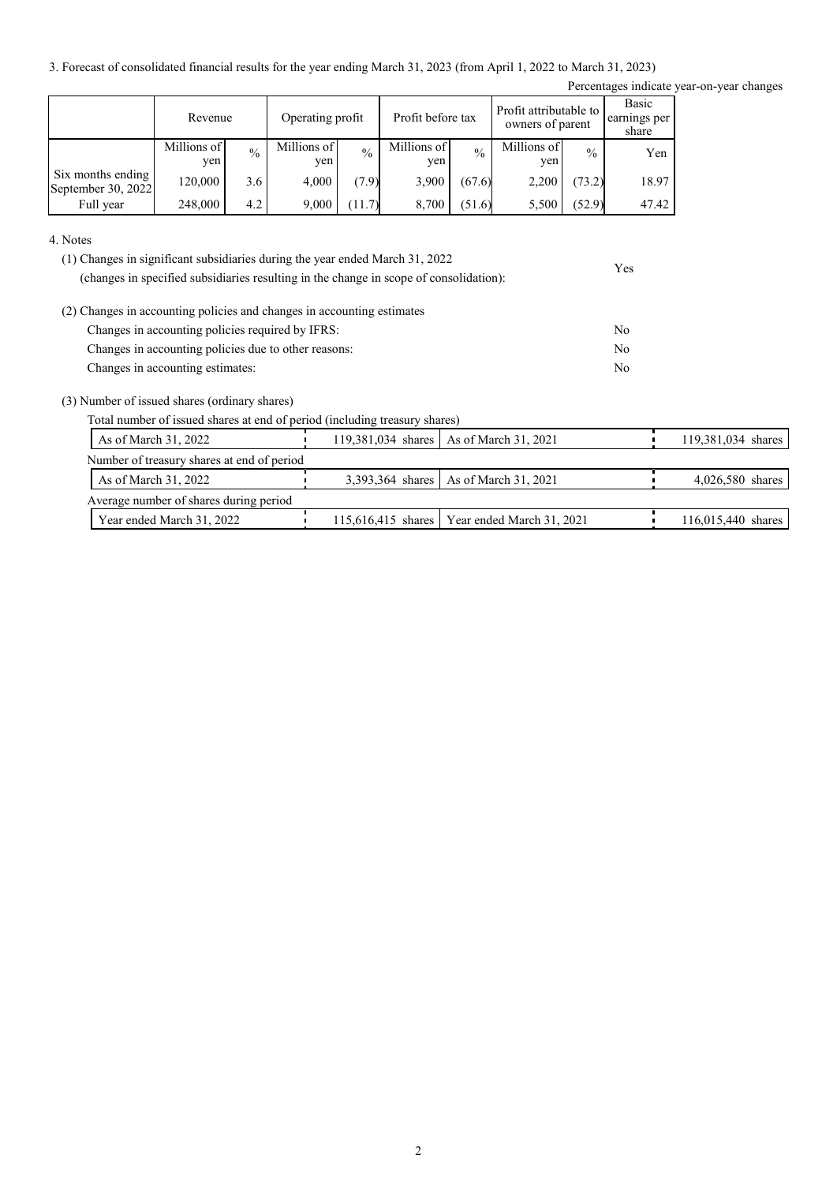3. Forecast of consolidated financial results for the year ending March 31, 2023 (from April 1, 2022 to March 31, 2023)

Percentages indicate year-on-year changes

| | Revenue | | Operating profit | | Profit before tax | | Profit attributable to owners of parent | | Basic earnings per share |
|---|---|---|---|---|---|---|---|---|---|
| | Millions of yen | % | Millions of yen | % | Millions of yen | % | Millions of yen | % | Yen |
| Six months ending September 30, 2022 | 120,000 | 3.6 | 4,000 | (7.9) | 3,900 | (67.6) | 2,200 | (73.2) | 18.97 |
| Full year | 248,000 | 4.2 | 9,000 | (11.7) | 8,700 | (51.6) | 5,500 | (52.9) | 47.42 |

4. Notes

(1) Changes in significant subsidiaries during the year ended March 31, 2022 (changes in specified subsidiaries resulting in the change in scope of consolidation): Yes

(2) Changes in accounting policies and changes in accounting estimates

Changes in accounting policies required by IFRS: No

Changes in accounting policies due to other reasons: No

Changes in accounting estimates: No

(3) Number of issued shares (ordinary shares)

Total number of issued shares at end of period (including treasury shares)

| As of March 31, 2022 | 119,381,034 shares | As of March 31, 2021 | 119,381,034 shares |
|---|---|---|---|

Number of treasury shares at end of period

| As of March 31, 2022 | 3,393,364 shares | As of March 31, 2021 | 4,026,580 shares |
|---|---|---|---|

Average number of shares during period

| Year ended March 31, 2022 | 115,616,415 shares | Year ended March 31, 2021 | 116,015,440 shares |
|---|---|---|---|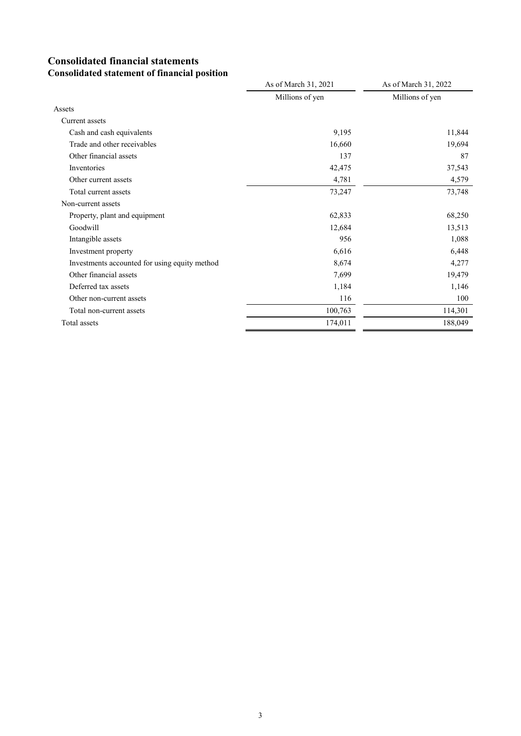## Consolidated financial statements
### Consolidated statement of financial position

| | As of March 31, 2021 | As of March 31, 2022 |
|---|---|---|
| | Millions of yen | Millions of yen |
| Assets | | |
| Current assets | | |
| Cash and cash equivalents | 9,195 | 11,844 |
| Trade and other receivables | 16,660 | 19,694 |
| Other financial assets | 137 | 87 |
| Inventories | 42,475 | 37,543 |
| Other current assets | 4,781 | 4,579 |
| Total current assets | 73,247 | 73,748 |
| Non-current assets | | |
| Property, plant and equipment | 62,833 | 68,250 |
| Goodwill | 12,684 | 13,513 |
| Intangible assets | 956 | 1,088 |
| Investment property | 6,616 | 6,448 |
| Investments accounted for using equity method | 8,674 | 4,277 |
| Other financial assets | 7,699 | 19,479 |
| Deferred tax assets | 1,184 | 1,146 |
| Other non-current assets | 116 | 100 |
| Total non-current assets | 100,763 | 114,301 |
| Total assets | 174,011 | 188,049 |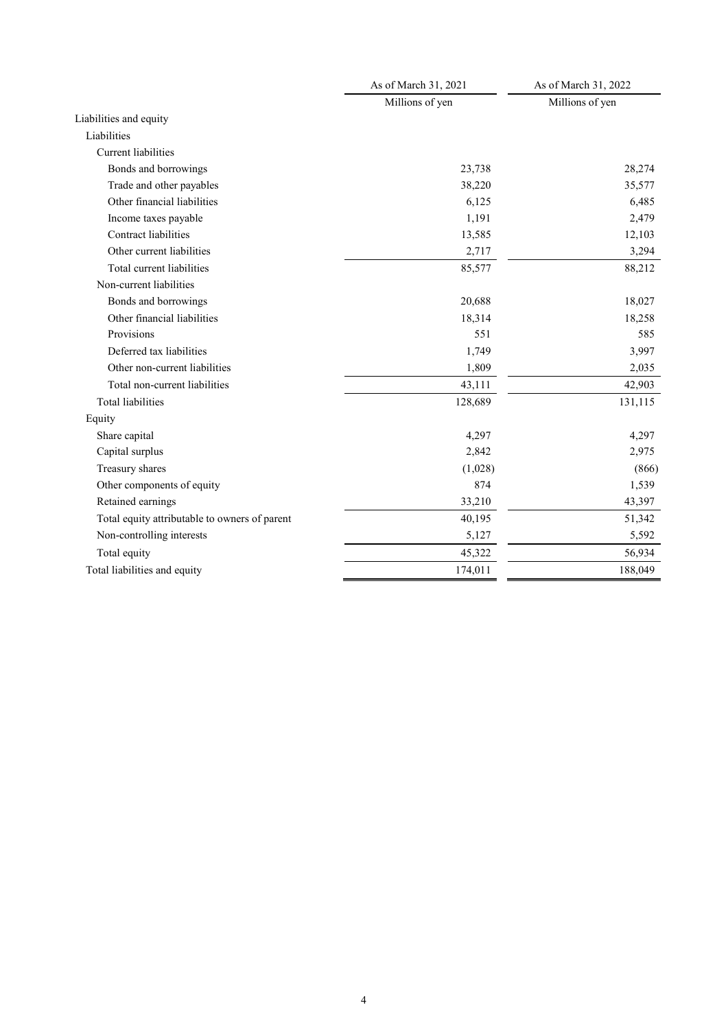| | As of March 31, 2021 | As of March 31, 2022 |
|---|---|---|
| | Millions of yen | Millions of yen |
| Liabilities and equity | | |
| Liabilities | | |
| Current liabilities | | |
| Bonds and borrowings | 23,738 | 28,274 |
| Trade and other payables | 38,220 | 35,577 |
| Other financial liabilities | 6,125 | 6,485 |
| Income taxes payable | 1,191 | 2,479 |
| Contract liabilities | 13,585 | 12,103 |
| Other current liabilities | 2,717 | 3,294 |
| Total current liabilities | 85,577 | 88,212 |
| Non-current liabilities | | |
| Bonds and borrowings | 20,688 | 18,027 |
| Other financial liabilities | 18,314 | 18,258 |
| Provisions | 551 | 585 |
| Deferred tax liabilities | 1,749 | 3,997 |
| Other non-current liabilities | 1,809 | 2,035 |
| Total non-current liabilities | 43,111 | 42,903 |
| Total liabilities | 128,689 | 131,115 |
| Equity | | |
| Share capital | 4,297 | 4,297 |
| Capital surplus | 2,842 | 2,975 |
| Treasury shares | (1,028) | (866) |
| Other components of equity | 874 | 1,539 |
| Retained earnings | 33,210 | 43,397 |
| Total equity attributable to owners of parent | 40,195 | 51,342 |
| Non-controlling interests | 5,127 | 5,592 |
| Total equity | 45,322 | 56,934 |
| Total liabilities and equity | 174,011 | 188,049 |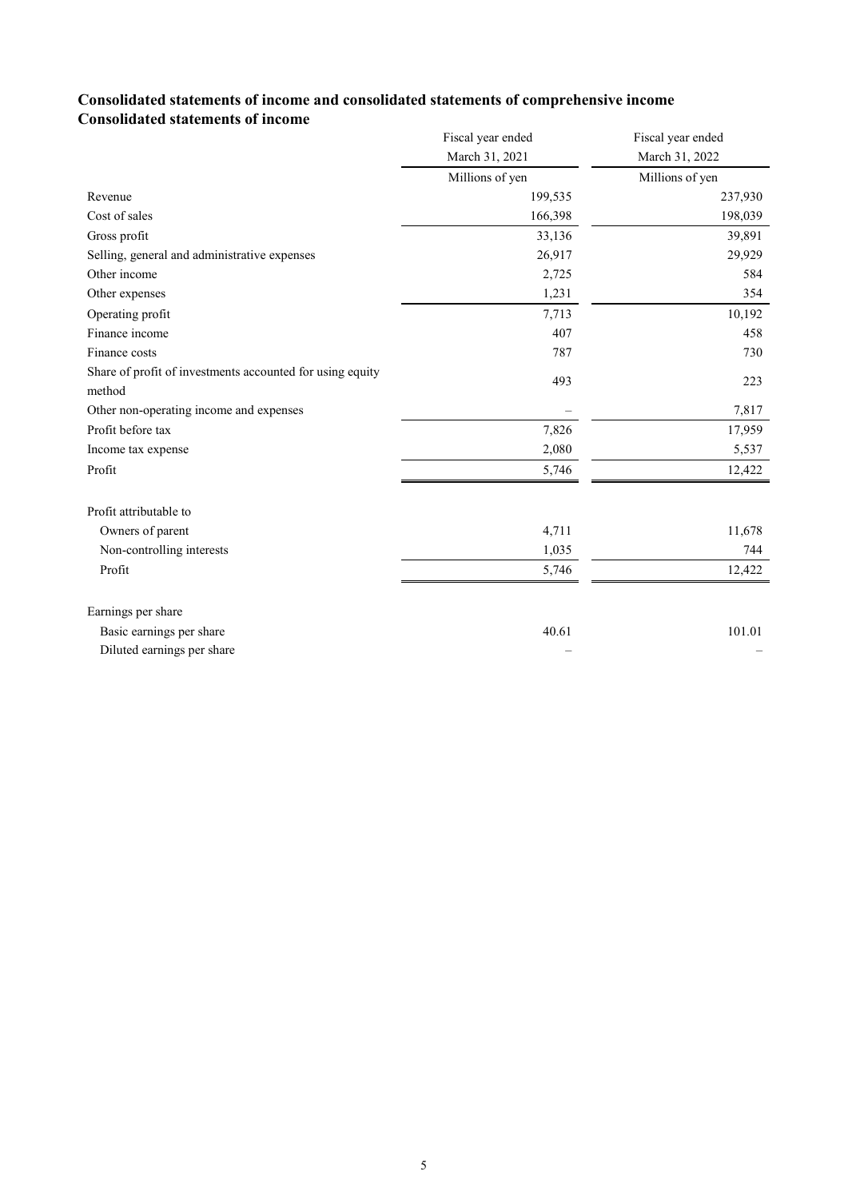## Consolidated statements of income and consolidated statements of comprehensive income

### Consolidated statements of income

| | Fiscal year ended March 31, 2021 | Fiscal year ended March 31, 2022 |
|---|---|---|
| | Millions of yen | Millions of yen |
| Revenue | 199,535 | 237,930 |
| Cost of sales | 166,398 | 198,039 |
| Gross profit | 33,136 | 39,891 |
| Selling, general and administrative expenses | 26,917 | 29,929 |
| Other income | 2,725 | 584 |
| Other expenses | 1,231 | 354 |
| Operating profit | 7,713 | 10,192 |
| Finance income | 407 | 458 |
| Finance costs | 787 | 730 |
| Share of profit of investments accounted for using equity method | 493 | 223 |
| Other non-operating income and expenses | – | 7,817 |
| Profit before tax | 7,826 | 17,959 |
| Income tax expense | 2,080 | 5,537 |
| Profit | 5,746 | 12,422 |
| | | |
| Profit attributable to | | |
| Owners of parent | 4,711 | 11,678 |
| Non-controlling interests | 1,035 | 744 |
| Profit | 5,746 | 12,422 |
| | | |
| Earnings per share | | |
| Basic earnings per share | 40.61 | 101.01 |
| Diluted earnings per share | – | – |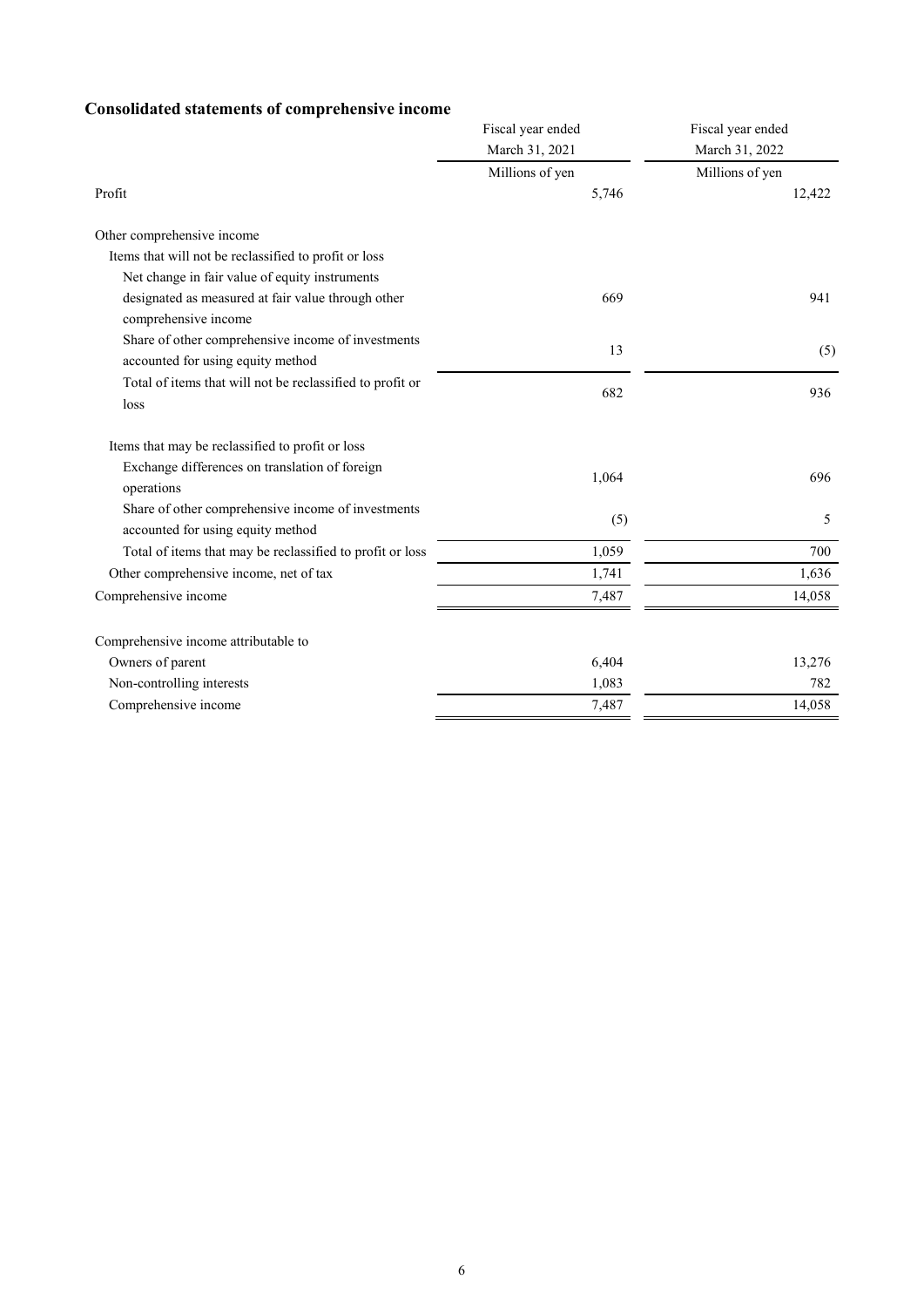## Consolidated statements of comprehensive income

| | Fiscal year ended March 31, 2021 | Fiscal year ended March 31, 2022 |
|---|---|---|
| | Millions of yen | Millions of yen |
| Profit | 5,746 | 12,422 |
| Other comprehensive income | | |
| Items that will not be reclassified to profit or loss | | |
| Net change in fair value of equity instruments designated as measured at fair value through other comprehensive income | 669 | 941 |
| Share of other comprehensive income of investments accounted for using equity method | 13 | (5) |
| Total of items that will not be reclassified to profit or loss | 682 | 936 |
| Items that may be reclassified to profit or loss | | |
| Exchange differences on translation of foreign operations | 1,064 | 696 |
| Share of other comprehensive income of investments accounted for using equity method | (5) | 5 |
| Total of items that may be reclassified to profit or loss | 1,059 | 700 |
| Other comprehensive income, net of tax | 1,741 | 1,636 |
| Comprehensive income | 7,487 | 14,058 |
| Comprehensive income attributable to | | |
| Owners of parent | 6,404 | 13,276 |
| Non-controlling interests | 1,083 | 782 |
| Comprehensive income | 7,487 | 14,058 |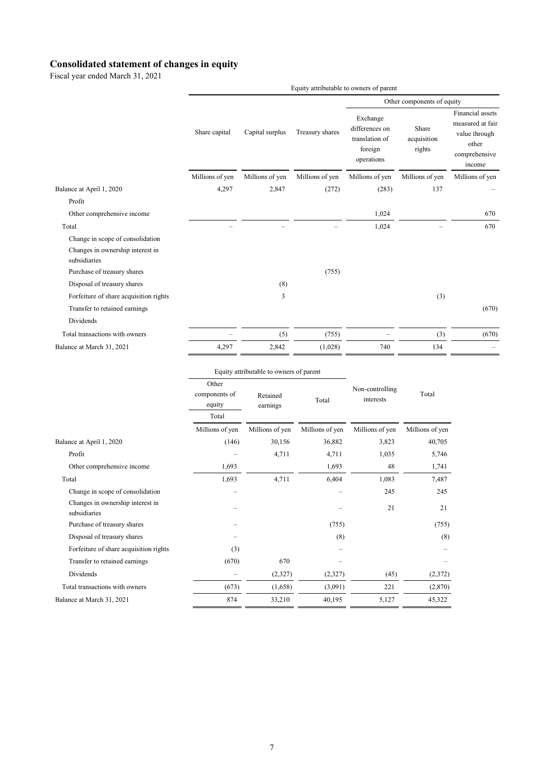# Consolidated statement of changes in equity

Fiscal year ended March 31, 2021

| | Equity attributable to owners of parent | | | | | |
|---|---|---|---|---|---|---|
| | | | | Other components of equity | | |
| | Share capital | Capital surplus | Treasury shares | Exchange differences on translation of foreign operations | Share acquisition rights | Financial assets measured at fair value through other comprehensive income |
| | Millions of yen | Millions of yen | Millions of yen | Millions of yen | Millions of yen | Millions of yen |
| Balance at April 1, 2020 | 4,297 | 2,847 | (272) | (283) | 137 | – |
| Profit | | | | | | |
| Other comprehensive income | | | | 1,024 | | 670 |
| Total | – | – | – | 1,024 | – | 670 |
| Change in scope of consolidation | | | | | | |
| Changes in ownership interest in subsidiaries | | | | | | |
| Purchase of treasury shares | | | (755) | | | |
| Disposal of treasury shares | | (8) | | | | |
| Forfeiture of share acquisition rights | | 3 | | | (3) | |
| Transfer to retained earnings | | | | | | (670) |
| Dividends | | | | | | |
| Total transactions with owners | – | (5) | (755) | – | (3) | (670) |
| Balance at March 31, 2021 | 4,297 | 2,842 | (1,028) | 740 | 134 | – |

| | Equity attributable to owners of parent | | | Non-controlling interests | Total |
|---|---|---|---|---|---|
| | Other components of equity Total | Retained earnings | Total | | |
| | Millions of yen | Millions of yen | Millions of yen | Millions of yen | Millions of yen |
| Balance at April 1, 2020 | (146) | 30,156 | 36,882 | 3,823 | 40,705 |
| Profit | – | 4,711 | 4,711 | 1,035 | 5,746 |
| Other comprehensive income | 1,693 | | 1,693 | 48 | 1,741 |
| Total | 1,693 | 4,711 | 6,404 | 1,083 | 7,487 |
| Change in scope of consolidation | – | | – | 245 | 245 |
| Changes in ownership interest in subsidiaries | – | | – | 21 | 21 |
| Purchase of treasury shares | – | | (755) | | (755) |
| Disposal of treasury shares | – | | (8) | | (8) |
| Forfeiture of share acquisition rights | (3) | | – | | – |
| Transfer to retained earnings | (670) | 670 | – | | – |
| Dividends | – | (2,327) | (2,327) | (45) | (2,372) |
| Total transactions with owners | (673) | (1,658) | (3,091) | 221 | (2,870) |
| Balance at March 31, 2021 | 874 | 33,210 | 40,195 | 5,127 | 45,322 |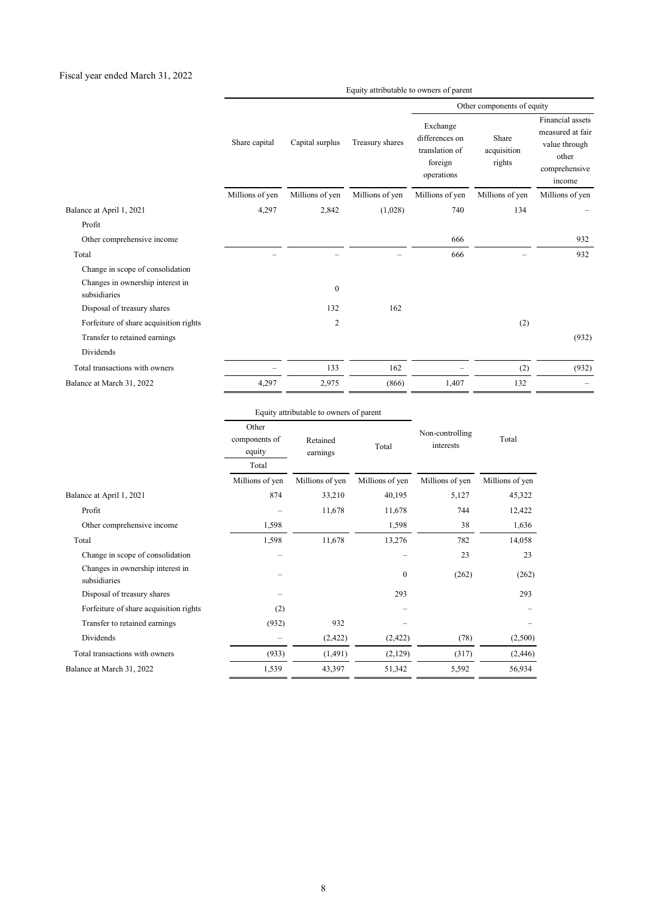Fiscal year ended March 31, 2022

| | Equity attributable to owners of parent | | | | | |
|---|---|---|---|---|---|---|
| | | | | Other components of equity | | |
| | Share capital | Capital surplus | Treasury shares | Exchange differences on translation of foreign operations | Share acquisition rights | Financial assets measured at fair value through other comprehensive income |
| | Millions of yen | Millions of yen | Millions of yen | Millions of yen | Millions of yen | Millions of yen |
| Balance at April 1, 2021 | 4,297 | 2,842 | (1,028) | 740 | 134 | – |
| Profit | | | | | | |
| Other comprehensive income | | | | 666 | | 932 |
| Total | – | – | – | 666 | – | 932 |
| Change in scope of consolidation | | | | | | |
| Changes in ownership interest in subsidiaries | | 0 | | | | |
| Disposal of treasury shares | | 132 | 162 | | | |
| Forfeiture of share acquisition rights | | 2 | | | (2) | |
| Transfer to retained earnings | | | | | | (932) |
| Dividends | | | | | | |
| Total transactions with owners | – | 133 | 162 | – | (2) | (932) |
| Balance at March 31, 2022 | 4,297 | 2,975 | (866) | 1,407 | 132 | – |

| | Equity attributable to owners of parent | | | Non-controlling interests | Total |
|---|---|---|---|---|---|
| | Other components of equity Total | Retained earnings | Total | | |
| | Millions of yen | Millions of yen | Millions of yen | Millions of yen | Millions of yen |
| Balance at April 1, 2021 | 874 | 33,210 | 40,195 | 5,127 | 45,322 |
| Profit | – | 11,678 | 11,678 | 744 | 12,422 |
| Other comprehensive income | 1,598 | | 1,598 | 38 | 1,636 |
| Total | 1,598 | 11,678 | 13,276 | 782 | 14,058 |
| Change in scope of consolidation | – | | – | 23 | 23 |
| Changes in ownership interest in subsidiaries | – | | 0 | (262) | (262) |
| Disposal of treasury shares | – | | 293 | | 293 |
| Forfeiture of share acquisition rights | (2) | | – | | – |
| Transfer to retained earnings | (932) | 932 | – | | – |
| Dividends | – | (2,422) | (2,422) | (78) | (2,500) |
| Total transactions with owners | (933) | (1,491) | (2,129) | (317) | (2,446) |
| Balance at March 31, 2022 | 1,539 | 43,397 | 51,342 | 5,592 | 56,934 |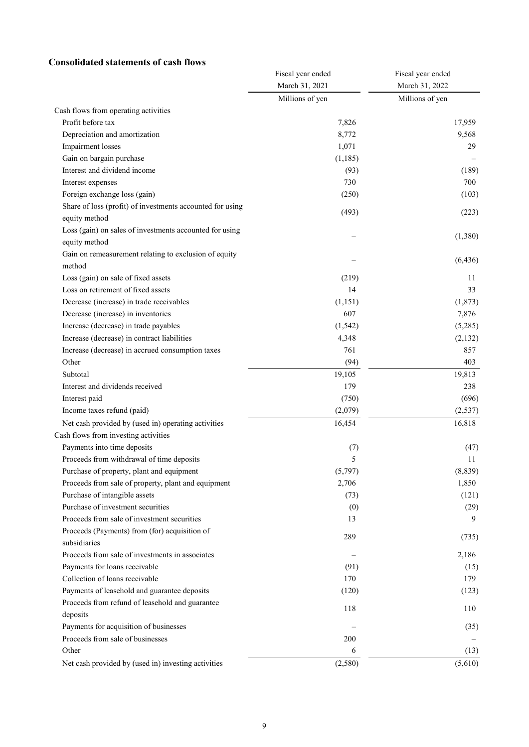## Consolidated statements of cash flows

| | Fiscal year ended March 31, 2021 | Fiscal year ended March 31, 2022 |
|---|---|---|
| | Millions of yen | Millions of yen |
| Cash flows from operating activities | | |
| Profit before tax | 7,826 | 17,959 |
| Depreciation and amortization | 8,772 | 9,568 |
| Impairment losses | 1,071 | 29 |
| Gain on bargain purchase | (1,185) | – |
| Interest and dividend income | (93) | (189) |
| Interest expenses | 730 | 700 |
| Foreign exchange loss (gain) | (250) | (103) |
| Share of loss (profit) of investments accounted for using equity method | (493) | (223) |
| Loss (gain) on sales of investments accounted for using equity method | – | (1,380) |
| Gain on remeasurement relating to exclusion of equity method | – | (6,436) |
| Loss (gain) on sale of fixed assets | (219) | 11 |
| Loss on retirement of fixed assets | 14 | 33 |
| Decrease (increase) in trade receivables | (1,151) | (1,873) |
| Decrease (increase) in inventories | 607 | 7,876 |
| Increase (decrease) in trade payables | (1,542) | (5,285) |
| Increase (decrease) in contract liabilities | 4,348 | (2,132) |
| Increase (decrease) in accrued consumption taxes | 761 | 857 |
| Other | (94) | 403 |
| Subtotal | 19,105 | 19,813 |
| Interest and dividends received | 179 | 238 |
| Interest paid | (750) | (696) |
| Income taxes refund (paid) | (2,079) | (2,537) |
| Net cash provided by (used in) operating activities | 16,454 | 16,818 |
| Cash flows from investing activities | | |
| Payments into time deposits | (7) | (47) |
| Proceeds from withdrawal of time deposits | 5 | 11 |
| Purchase of property, plant and equipment | (5,797) | (8,839) |
| Proceeds from sale of property, plant and equipment | 2,706 | 1,850 |
| Purchase of intangible assets | (73) | (121) |
| Purchase of investment securities | (0) | (29) |
| Proceeds from sale of investment securities | 13 | 9 |
| Proceeds (Payments) from (for) acquisition of subsidiaries | 289 | (735) |
| Proceeds from sale of investments in associates | – | 2,186 |
| Payments for loans receivable | (91) | (15) |
| Collection of loans receivable | 170 | 179 |
| Payments of leasehold and guarantee deposits | (120) | (123) |
| Proceeds from refund of leasehold and guarantee deposits | 118 | 110 |
| Payments for acquisition of businesses | – | (35) |
| Proceeds from sale of businesses | 200 | – |
| Other | 6 | (13) |
| Net cash provided by (used in) investing activities | (2,580) | (5,610) |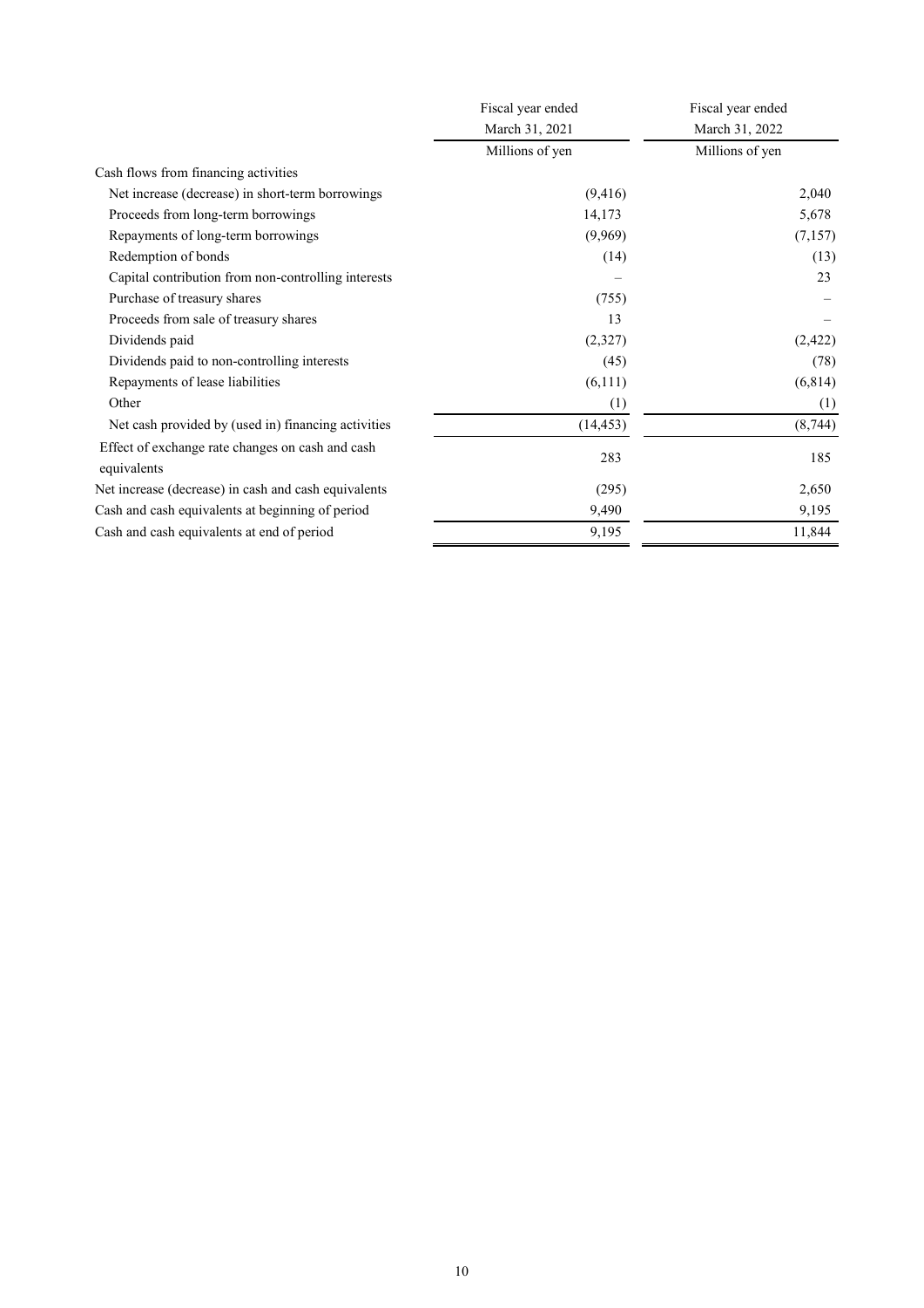| | Fiscal year ended March 31, 2021 | Fiscal year ended March 31, 2022 |
|---|---|---|
| | Millions of yen | Millions of yen |
| Cash flows from financing activities | | |
| Net increase (decrease) in short-term borrowings | (9,416) | 2,040 |
| Proceeds from long-term borrowings | 14,173 | 5,678 |
| Repayments of long-term borrowings | (9,969) | (7,157) |
| Redemption of bonds | (14) | (13) |
| Capital contribution from non-controlling interests | – | 23 |
| Purchase of treasury shares | (755) | – |
| Proceeds from sale of treasury shares | 13 | – |
| Dividends paid | (2,327) | (2,422) |
| Dividends paid to non-controlling interests | (45) | (78) |
| Repayments of lease liabilities | (6,111) | (6,814) |
| Other | (1) | (1) |
| Net cash provided by (used in) financing activities | (14,453) | (8,744) |
| Effect of exchange rate changes on cash and cash equivalents | 283 | 185 |
| Net increase (decrease) in cash and cash equivalents | (295) | 2,650 |
| Cash and cash equivalents at beginning of period | 9,490 | 9,195 |
| Cash and cash equivalents at end of period | 9,195 | 11,844 |